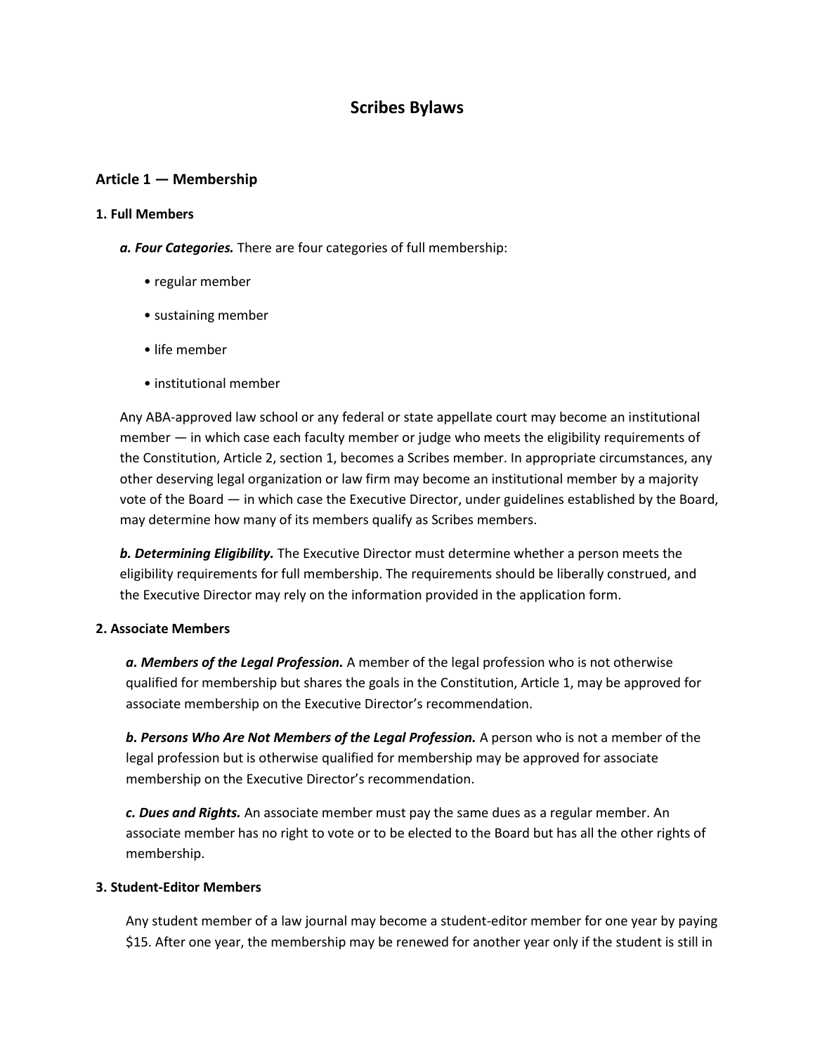# Scribes Bylaws

## Article 1 — Membership

### 1. Full Members

***a. Four Categories.*** There are four categories of full membership:

- regular member
- sustaining member
- life member
- institutional member

Any ABA-approved law school or any federal or state appellate court may become an institutional member — in which case each faculty member or judge who meets the eligibility requirements of the Constitution, Article 2, section 1, becomes a Scribes member. In appropriate circumstances, any other deserving legal organization or law firm may become an institutional member by a majority vote of the Board — in which case the Executive Director, under guidelines established by the Board, may determine how many of its members qualify as Scribes members.

***b. Determining Eligibility.*** The Executive Director must determine whether a person meets the eligibility requirements for full membership. The requirements should be liberally construed, and the Executive Director may rely on the information provided in the application form.

### 2. Associate Members

***a. Members of the Legal Profession.*** A member of the legal profession who is not otherwise qualified for membership but shares the goals in the Constitution, Article 1, may be approved for associate membership on the Executive Director's recommendation.

***b. Persons Who Are Not Members of the Legal Profession.*** A person who is not a member of the legal profession but is otherwise qualified for membership may be approved for associate membership on the Executive Director's recommendation.

***c. Dues and Rights.*** An associate member must pay the same dues as a regular member. An associate member has no right to vote or to be elected to the Board but has all the other rights of membership.

### 3. Student-Editor Members

Any student member of a law journal may become a student-editor member for one year by paying $15. After one year, the membership may be renewed for another year only if the student is still in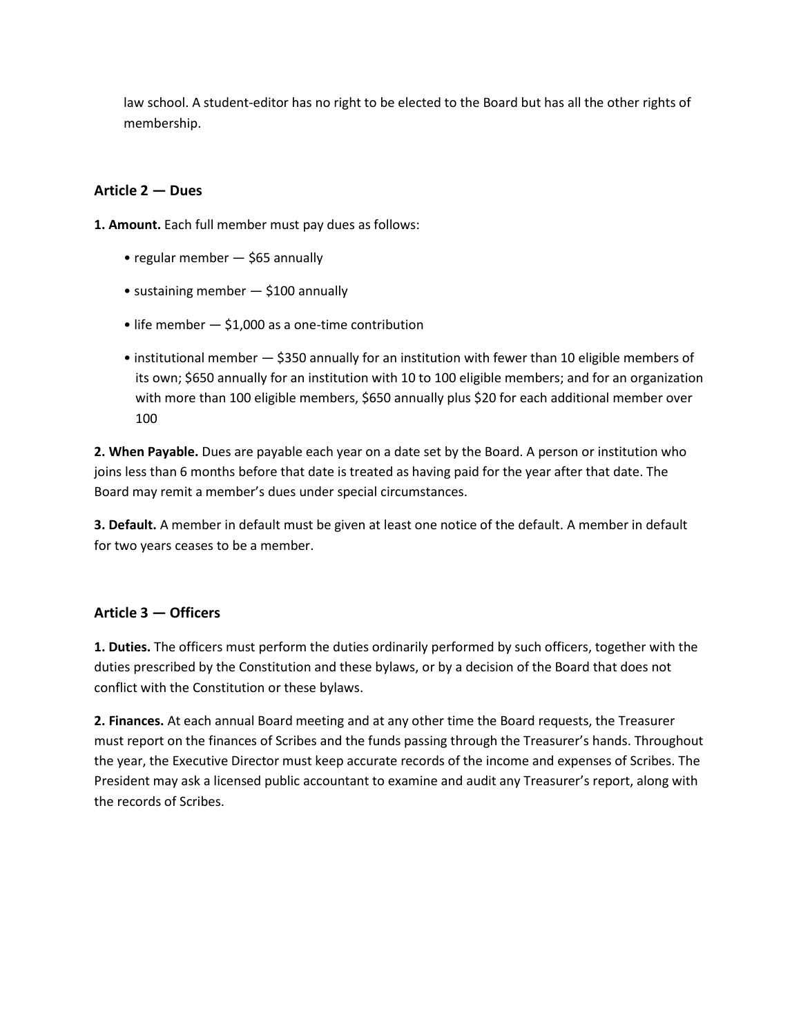law school. A student-editor has no right to be elected to the Board but has all the other rights of membership.

## Article 2 — Dues

**1. Amount.** Each full member must pay dues as follows:

- regular member — $65 annually
- sustaining member — $100 annually
- life member — $1,000 as a one-time contribution
- institutional member — $350 annually for an institution with fewer than 10 eligible members of its own; $650 annually for an institution with 10 to 100 eligible members; and for an organization with more than 100 eligible members, $650 annually plus $20 for each additional member over 100

**2. When Payable.** Dues are payable each year on a date set by the Board. A person or institution who joins less than 6 months before that date is treated as having paid for the year after that date. The Board may remit a member's dues under special circumstances.

**3. Default.** A member in default must be given at least one notice of the default. A member in default for two years ceases to be a member.

## Article 3 — Officers

**1. Duties.** The officers must perform the duties ordinarily performed by such officers, together with the duties prescribed by the Constitution and these bylaws, or by a decision of the Board that does not conflict with the Constitution or these bylaws.

**2. Finances.** At each annual Board meeting and at any other time the Board requests, the Treasurer must report on the finances of Scribes and the funds passing through the Treasurer's hands. Throughout the year, the Executive Director must keep accurate records of the income and expenses of Scribes. The President may ask a licensed public accountant to examine and audit any Treasurer's report, along with the records of Scribes.